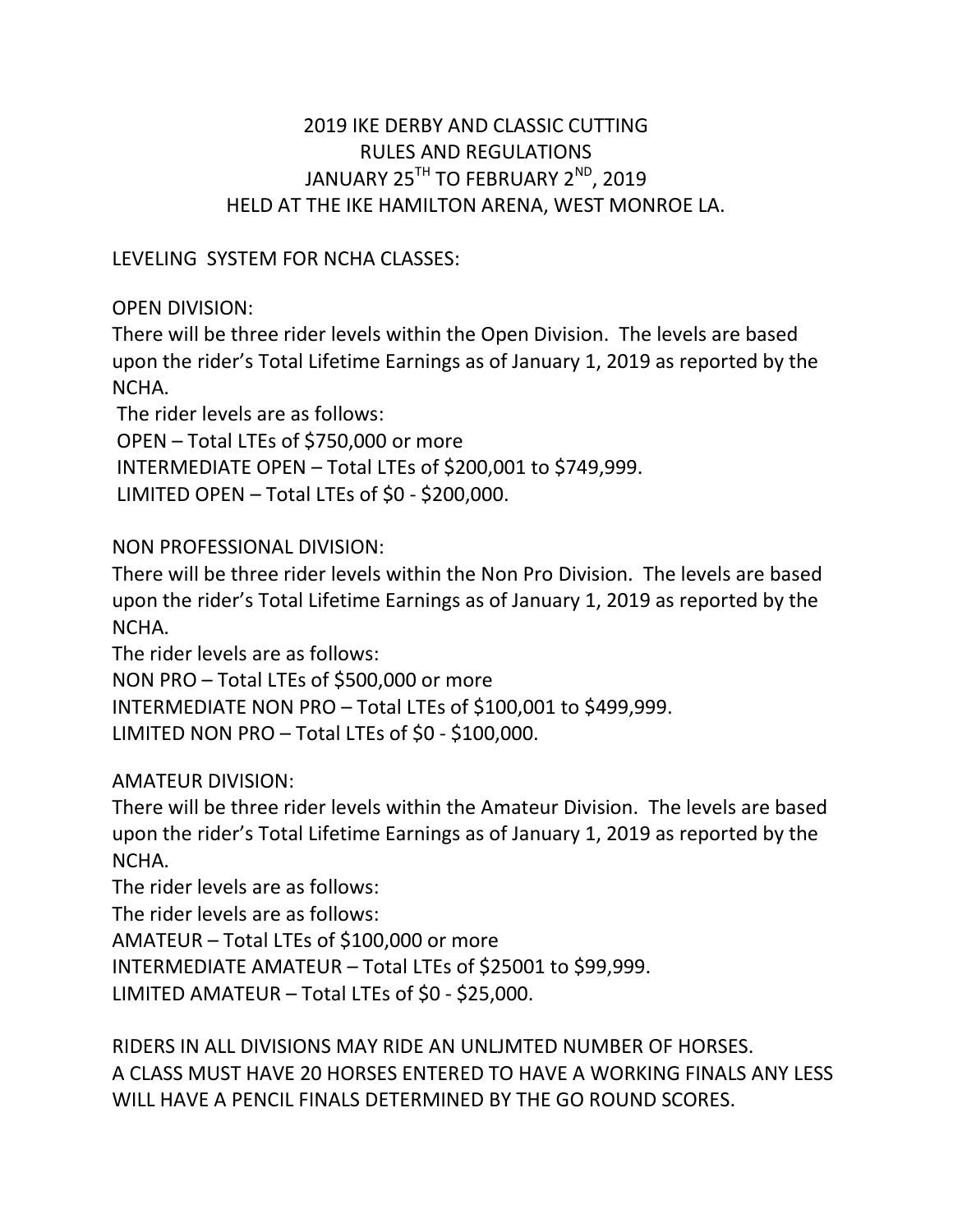# 2019 IKE DERBY AND CLASSIC CUTTING
# RULES AND REGULATIONS
# JANUARY 25TH TO FEBRUARY 2ND, 2019
# HELD AT THE IKE HAMILTON ARENA, WEST MONROE LA.

LEVELING SYSTEM FOR NCHA CLASSES:

OPEN DIVISION:
There will be three rider levels within the Open Division. The levels are based upon the rider's Total Lifetime Earnings as of January 1, 2019 as reported by the NCHA.
The rider levels are as follows:
OPEN – Total LTEs of $750,000 or more
INTERMEDIATE OPEN – Total LTEs of $200,001 to $749,999.
LIMITED OPEN – Total LTEs of $0 - $200,000.

NON PROFESSIONAL DIVISION:
There will be three rider levels within the Non Pro Division. The levels are based upon the rider's Total Lifetime Earnings as of January 1, 2019 as reported by the NCHA.
The rider levels are as follows:
NON PRO – Total LTEs of $500,000 or more
INTERMEDIATE NON PRO – Total LTEs of $100,001 to $499,999.
LIMITED NON PRO – Total LTEs of $0 - $100,000.

AMATEUR DIVISION:
There will be three rider levels within the Amateur Division. The levels are based upon the rider's Total Lifetime Earnings as of January 1, 2019 as reported by the NCHA.
The rider levels are as follows:
The rider levels are as follows:
AMATEUR – Total LTEs of $100,000 or more
INTERMEDIATE AMATEUR – Total LTEs of $25001 to $99,999.
LIMITED AMATEUR – Total LTEs of $0 - $25,000.

RIDERS IN ALL DIVISIONS MAY RIDE AN UNLJMTED NUMBER OF HORSES.
A CLASS MUST HAVE 20 HORSES ENTERED TO HAVE A WORKING FINALS ANY LESS WILL HAVE A PENCIL FINALS DETERMINED BY THE GO ROUND SCORES.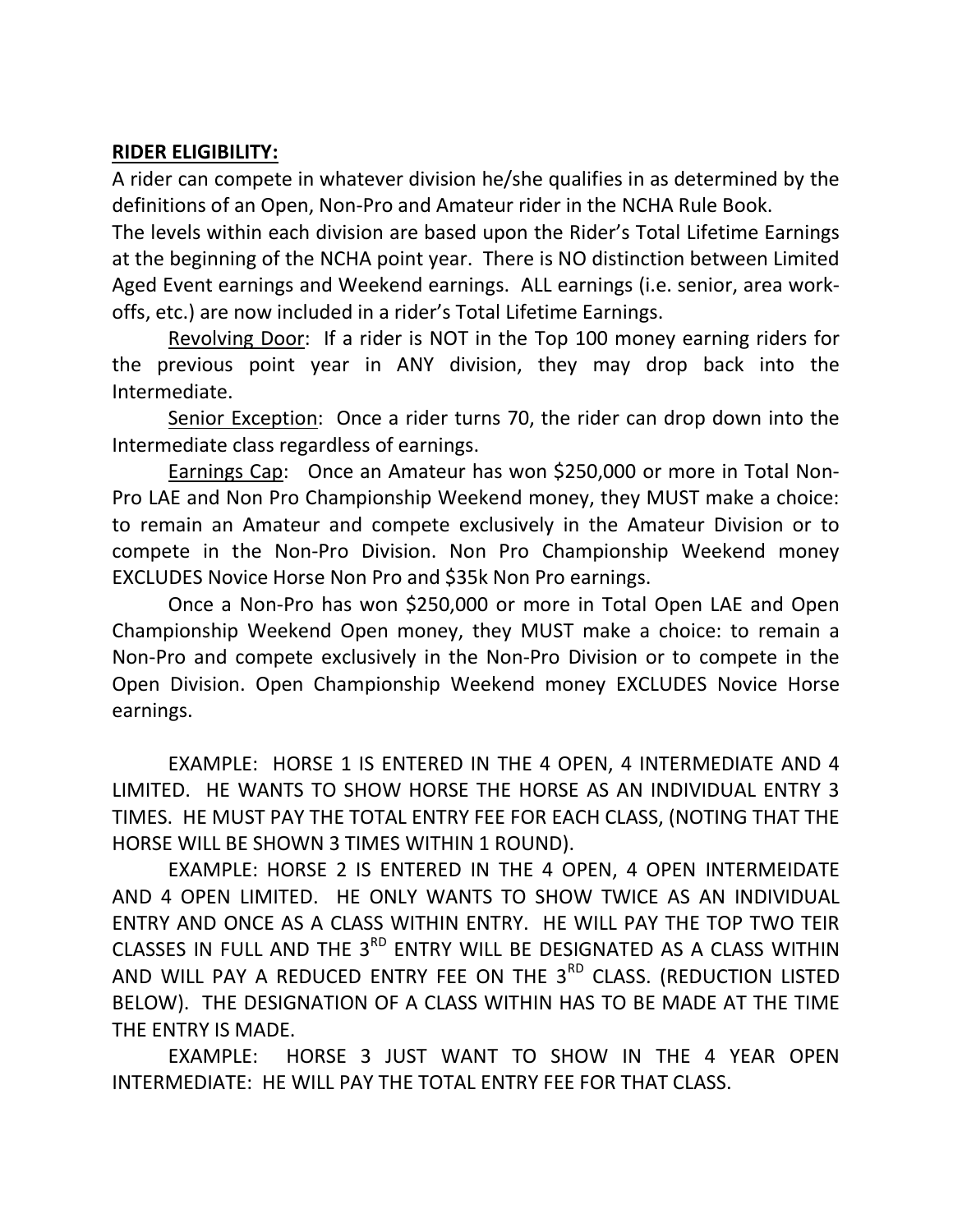**RIDER ELIGIBILITY:**

A rider can compete in whatever division he/she qualifies in as determined by the definitions of an Open, Non-Pro and Amateur rider in the NCHA Rule Book.

The levels within each division are based upon the Rider's Total Lifetime Earnings at the beginning of the NCHA point year. There is NO distinction between Limited Aged Event earnings and Weekend earnings. ALL earnings (i.e. senior, area work-offs, etc.) are now included in a rider's Total Lifetime Earnings.

Revolving Door: If a rider is NOT in the Top 100 money earning riders for the previous point year in ANY division, they may drop back into the Intermediate.

Senior Exception: Once a rider turns 70, the rider can drop down into the Intermediate class regardless of earnings.

Earnings Cap: Once an Amateur has won $250,000 or more in Total Non-Pro LAE and Non Pro Championship Weekend money, they MUST make a choice: to remain an Amateur and compete exclusively in the Amateur Division or to compete in the Non-Pro Division. Non Pro Championship Weekend money EXCLUDES Novice Horse Non Pro and $35k Non Pro earnings.

Once a Non-Pro has won $250,000 or more in Total Open LAE and Open Championship Weekend Open money, they MUST make a choice: to remain a Non-Pro and compete exclusively in the Non-Pro Division or to compete in the Open Division. Open Championship Weekend money EXCLUDES Novice Horse earnings.

EXAMPLE: HORSE 1 IS ENTERED IN THE 4 OPEN, 4 INTERMEDIATE AND 4 LIMITED. HE WANTS TO SHOW HORSE THE HORSE AS AN INDIVIDUAL ENTRY 3 TIMES. HE MUST PAY THE TOTAL ENTRY FEE FOR EACH CLASS, (NOTING THAT THE HORSE WILL BE SHOWN 3 TIMES WITHIN 1 ROUND).

EXAMPLE: HORSE 2 IS ENTERED IN THE 4 OPEN, 4 OPEN INTERMEIDATE AND 4 OPEN LIMITED. HE ONLY WANTS TO SHOW TWICE AS AN INDIVIDUAL ENTRY AND ONCE AS A CLASS WITHIN ENTRY. HE WILL PAY THE TOP TWO TEIR CLASSES IN FULL AND THE 3RD ENTRY WILL BE DESIGNATED AS A CLASS WITHIN AND WILL PAY A REDUCED ENTRY FEE ON THE 3RD CLASS. (REDUCTION LISTED BELOW). THE DESIGNATION OF A CLASS WITHIN HAS TO BE MADE AT THE TIME THE ENTRY IS MADE.

EXAMPLE: HORSE 3 JUST WANT TO SHOW IN THE 4 YEAR OPEN INTERMEDIATE: HE WILL PAY THE TOTAL ENTRY FEE FOR THAT CLASS.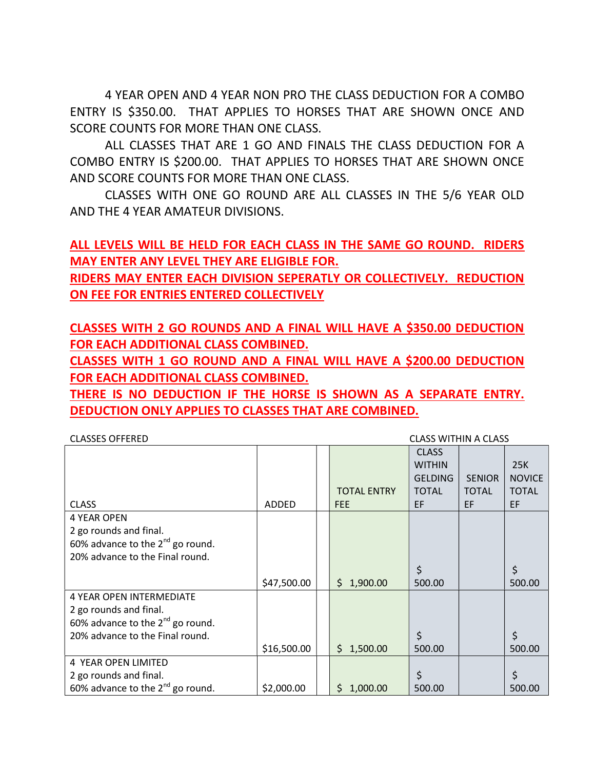4 YEAR OPEN AND 4 YEAR NON PRO THE CLASS DEDUCTION FOR A COMBO ENTRY IS $350.00. THAT APPLIES TO HORSES THAT ARE SHOWN ONCE AND SCORE COUNTS FOR MORE THAN ONE CLASS.

ALL CLASSES THAT ARE 1 GO AND FINALS THE CLASS DEDUCTION FOR A COMBO ENTRY IS $200.00. THAT APPLIES TO HORSES THAT ARE SHOWN ONCE AND SCORE COUNTS FOR MORE THAN ONE CLASS.

CLASSES WITH ONE GO ROUND ARE ALL CLASSES IN THE 5/6 YEAR OLD AND THE 4 YEAR AMATEUR DIVISIONS.

**ALL LEVELS WILL BE HELD FOR EACH CLASS IN THE SAME GO ROUND. RIDERS MAY ENTER ANY LEVEL THEY ARE ELIGIBLE FOR.**

**RIDERS MAY ENTER EACH DIVISION SEPERATLY OR COLLECTIVELY. REDUCTION ON FEE FOR ENTRIES ENTERED COLLECTIVELY**

**CLASSES WITH 2 GO ROUNDS AND A FINAL WILL HAVE A $350.00 DEDUCTION FOR EACH ADDITIONAL CLASS COMBINED.**

**CLASSES WITH 1 GO ROUND AND A FINAL WILL HAVE A $200.00 DEDUCTION FOR EACH ADDITIONAL CLASS COMBINED.**

**THERE IS NO DEDUCTION IF THE HORSE IS SHOWN AS A SEPARATE ENTRY. DEDUCTION ONLY APPLIES TO CLASSES THAT ARE COMBINED.**

CLASSES OFFERED — CLASS WITHIN A CLASS

| CLASS | ADDED | | TOTAL ENTRY FEE | CLASS WITHIN GELDING TOTAL EF | SENIOR TOTAL EF | 25K NOVICE TOTAL EF |
|---|---|---|---|---|---|---|
| 4 YEAR OPEN<br>2 go rounds and final.<br>60% advance to the 2nd go round.<br>20% advance to the Final round. | $47,500.00 | | $ 1,900.00 | $ 500.00 | | $ 500.00 |
| 4 YEAR OPEN INTERMEDIATE<br>2 go rounds and final.<br>60% advance to the 2nd go round.<br>20% advance to the Final round. | $16,500.00 | | $ 1,500.00 | $ 500.00 | | $ 500.00 |
| 4 YEAR OPEN LIMITED<br>2 go rounds and final.<br>60% advance to the 2nd go round. | $2,000.00 | | $ 1,000.00 | $ 500.00 | | $ 500.00 |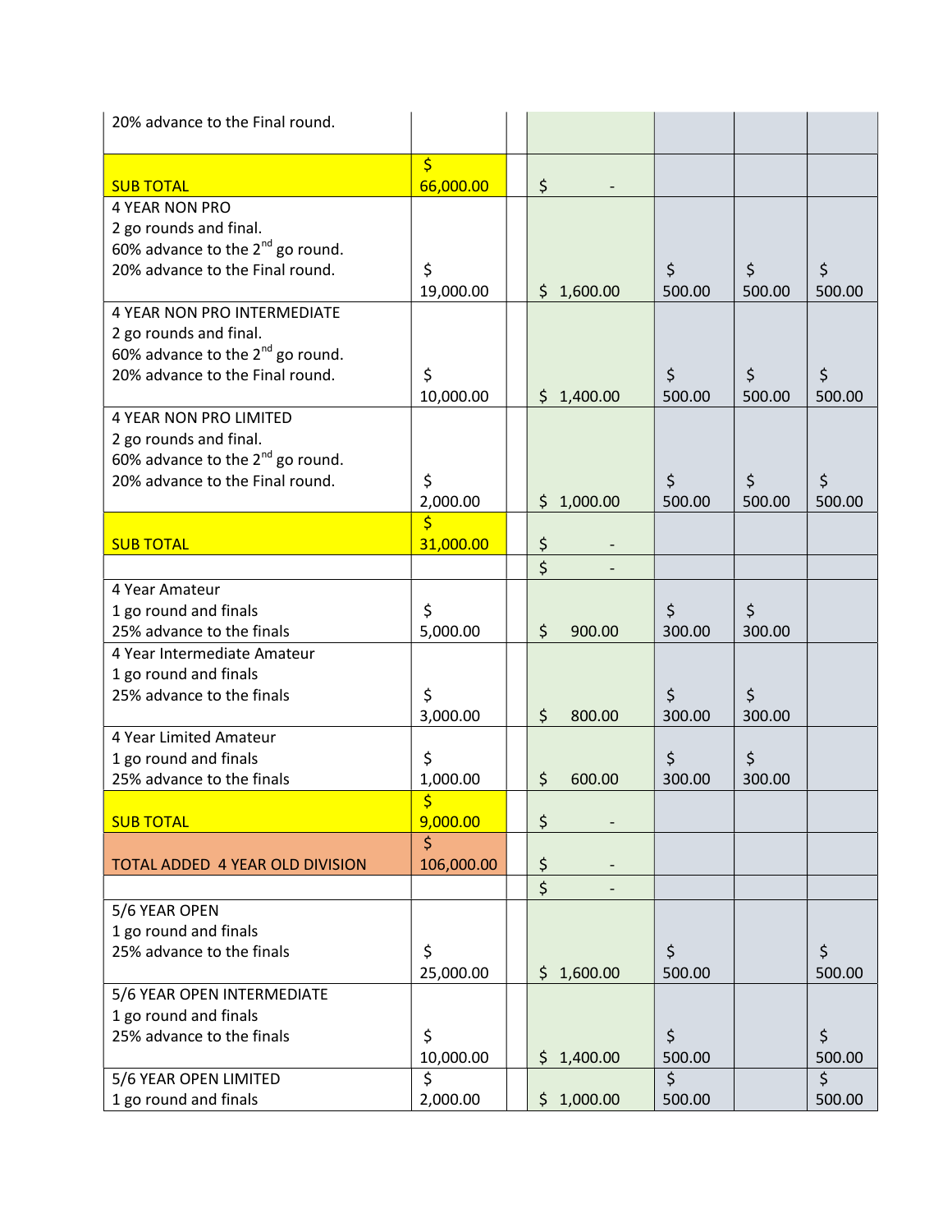| | | | | | | |
|---|---|---|---|---|---|---|
| 20% advance to the Final round. | | | | | | |
| SUB TOTAL | $ 66,000.00 | | $ - | | | |
| 4 YEAR NON PRO<br>2 go rounds and final.<br>60% advance to the 2nd go round.<br>20% advance to the Final round. | $ 19,000.00 | | $ 1,600.00 | $ 500.00 | $ 500.00 | $ 500.00 |
| 4 YEAR NON PRO INTERMEDIATE<br>2 go rounds and final.<br>60% advance to the 2nd go round.<br>20% advance to the Final round. | $ 10,000.00 | | $ 1,400.00 | $ 500.00 | $ 500.00 | $ 500.00 |
| 4 YEAR NON PRO LIMITED<br>2 go rounds and final.<br>60% advance to the 2nd go round.<br>20% advance to the Final round. | $ 2,000.00 | | $ 1,000.00 | $ 500.00 | $ 500.00 | $ 500.00 |
| SUB TOTAL | $ 31,000.00 | | $ - | | | |
| | | | $ - | | | |
| 4 Year Amateur<br>1 go round and finals<br>25% advance to the finals | $ 5,000.00 | | $ 900.00 | $ 300.00 | $ 300.00 | |
| 4 Year Intermediate Amateur<br>1 go round and finals<br>25% advance to the finals | $ 3,000.00 | | $ 800.00 | $ 300.00 | $ 300.00 | |
| 4 Year Limited Amateur<br>1 go round and finals<br>25% advance to the finals | $ 1,000.00 | | $ 600.00 | $ 300.00 | $ 300.00 | |
| SUB TOTAL | $ 9,000.00 | | $ - | | | |
| TOTAL ADDED 4 YEAR OLD DIVISION | $ 106,000.00 | | $ - | | | |
| | | | $ - | | | |
| 5/6 YEAR OPEN<br>1 go round and finals<br>25% advance to the finals | $ 25,000.00 | | $ 1,600.00 | $ 500.00 | | $ 500.00 |
| 5/6 YEAR OPEN INTERMEDIATE<br>1 go round and finals<br>25% advance to the finals | $ 10,000.00 | | $ 1,400.00 | $ 500.00 | | $ 500.00 |
| 5/6 YEAR OPEN LIMITED<br>1 go round and finals | $ 2,000.00 | | $ 1,000.00 | $ 500.00 | | $ 500.00 |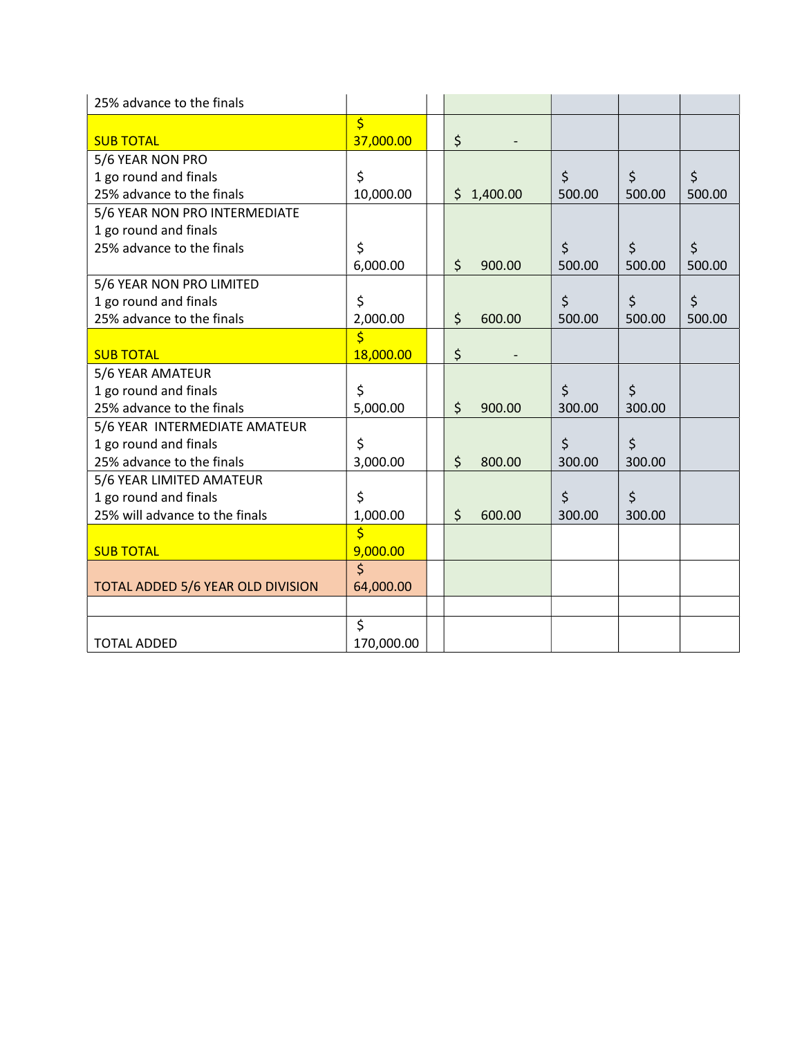| | | | | | | |
|---|---|---|---|---|---|---|
| 25% advance to the finals | | | | | | |
| SUB TOTAL | $ 37,000.00 | | $ - | | | |
| 5/6 YEAR NON PRO<br>1 go round and finals<br>25% advance to the finals | $ 10,000.00 | | $ 1,400.00 | $ 500.00 | $ 500.00 | $ 500.00 |
| 5/6 YEAR NON PRO INTERMEDIATE<br>1 go round and finals<br>25% advance to the finals | $ 6,000.00 | | $ 900.00 | $ 500.00 | $ 500.00 | $ 500.00 |
| 5/6 YEAR NON PRO LIMITED<br>1 go round and finals<br>25% advance to the finals | $ 2,000.00 | | $ 600.00 | $ 500.00 | $ 500.00 | $ 500.00 |
| SUB TOTAL | $ 18,000.00 | | $ - | | | |
| 5/6 YEAR AMATEUR<br>1 go round and finals<br>25% advance to the finals | $ 5,000.00 | | $ 900.00 | $ 300.00 | $ 300.00 | |
| 5/6 YEAR INTERMEDIATE AMATEUR<br>1 go round and finals<br>25% advance to the finals | $ 3,000.00 | | $ 800.00 | $ 300.00 | $ 300.00 | |
| 5/6 YEAR LIMITED AMATEUR<br>1 go round and finals<br>25% will advance to the finals | $ 1,000.00 | | $ 600.00 | $ 300.00 | $ 300.00 | |
| SUB TOTAL | $ 9,000.00 | | | | | |
| TOTAL ADDED 5/6 YEAR OLD DIVISION | $ 64,000.00 | | | | | |
| | | | | | | |
| TOTAL ADDED | $ 170,000.00 | | | | | |